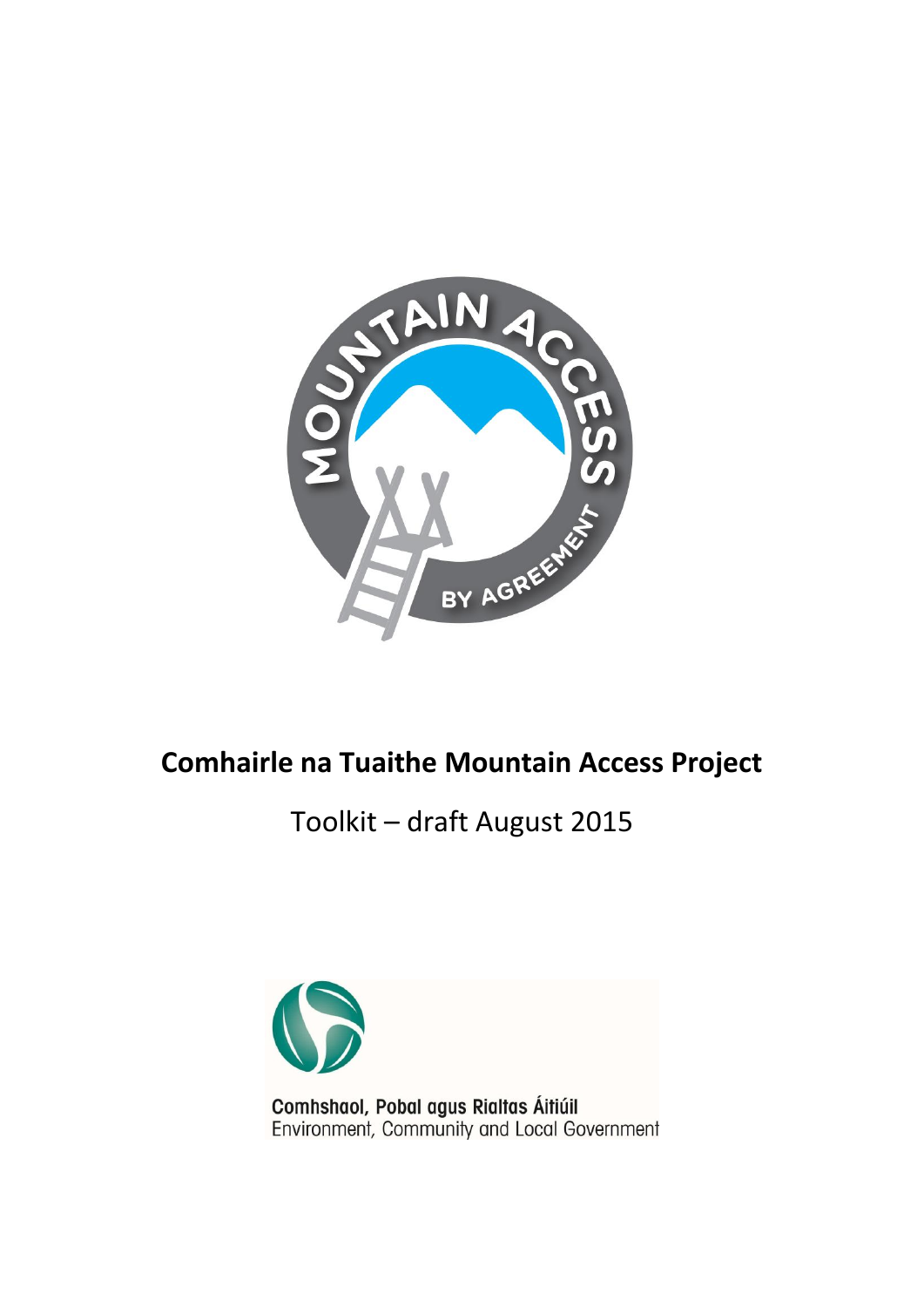# Comhairle na Tuaithe Mountain Access Project

Toolkit – draft August 2015

Comhshaol, Pobal agus Rialtas Áitiúil
Environment, Community and Local Government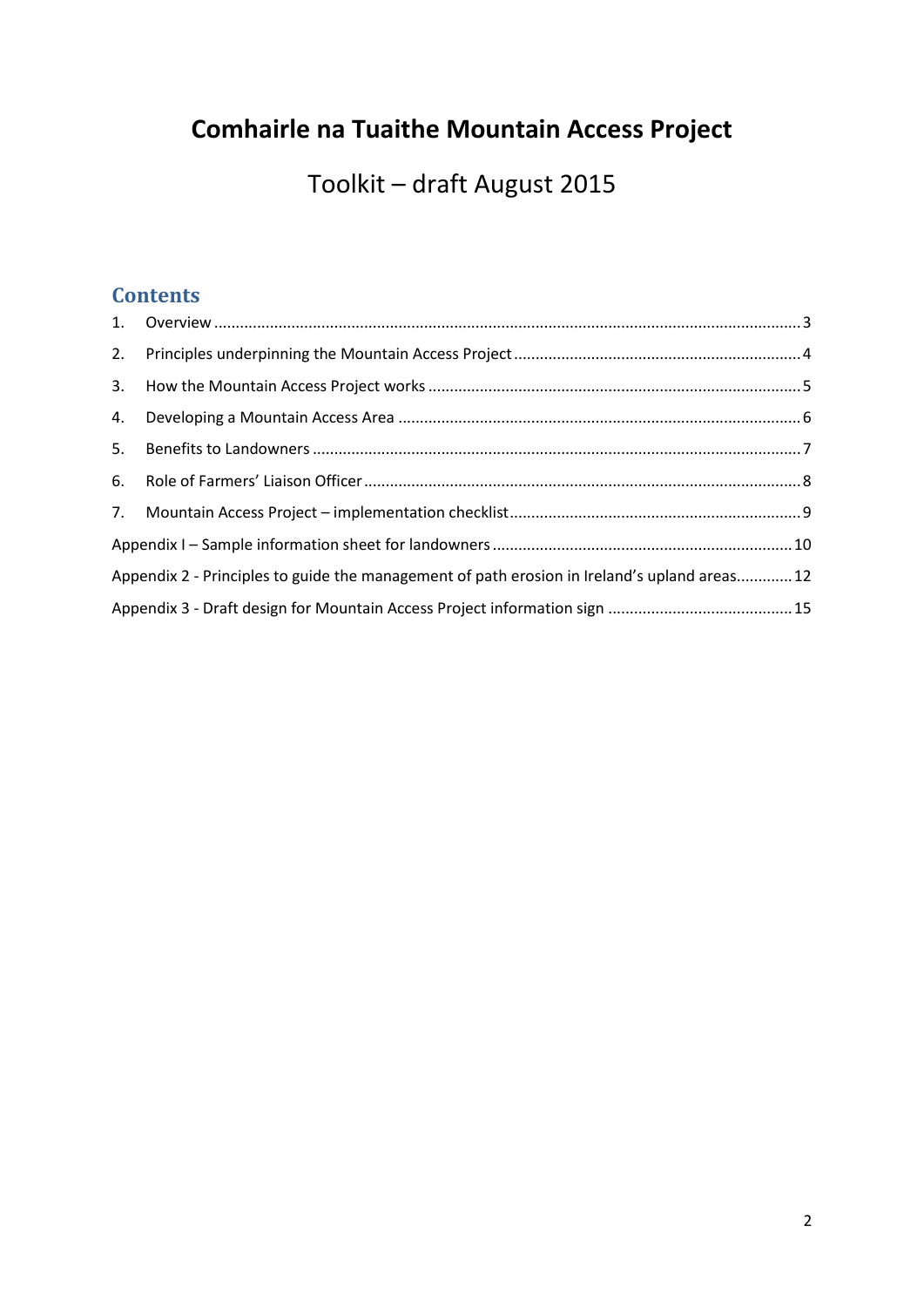# Comhairle na Tuaithe Mountain Access Project

Toolkit – draft August 2015

## Contents

1. Overview .......................................................................................................................... 3
2. Principles underpinning the Mountain Access Project .................................................................. 4
3. How the Mountain Access Project works ...................................................................................... 5
4. Developing a Mountain Access Area ............................................................................................. 6
5. Benefits to Landowners ................................................................................................................ 7
6. Role of Farmers' Liaison Officer ..................................................................................................... 8
7. Mountain Access Project – implementation checklist .................................................................... 9

Appendix I – Sample information sheet for landowners ..................................................................... 10

Appendix 2 - Principles to guide the management of path erosion in Ireland's upland areas............. 12

Appendix 3 - Draft design for Mountain Access Project information sign ........................................... 15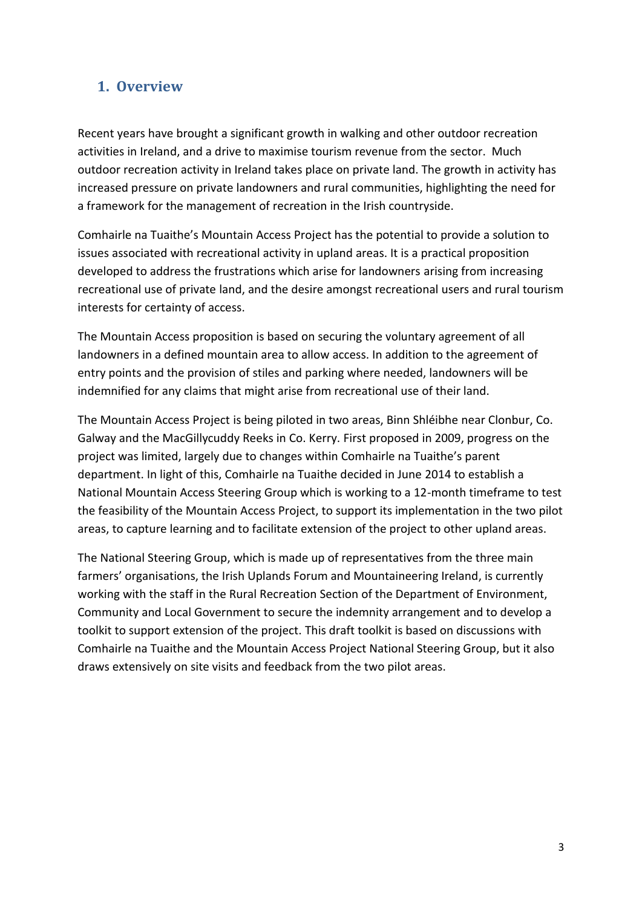## 1. Overview

Recent years have brought a significant growth in walking and other outdoor recreation activities in Ireland, and a drive to maximise tourism revenue from the sector. Much outdoor recreation activity in Ireland takes place on private land. The growth in activity has increased pressure on private landowners and rural communities, highlighting the need for a framework for the management of recreation in the Irish countryside.

Comhairle na Tuaithe's Mountain Access Project has the potential to provide a solution to issues associated with recreational activity in upland areas. It is a practical proposition developed to address the frustrations which arise for landowners arising from increasing recreational use of private land, and the desire amongst recreational users and rural tourism interests for certainty of access.

The Mountain Access proposition is based on securing the voluntary agreement of all landowners in a defined mountain area to allow access. In addition to the agreement of entry points and the provision of stiles and parking where needed, landowners will be indemnified for any claims that might arise from recreational use of their land.

The Mountain Access Project is being piloted in two areas, Binn Shléibhe near Clonbur, Co. Galway and the MacGillycuddy Reeks in Co. Kerry. First proposed in 2009, progress on the project was limited, largely due to changes within Comhairle na Tuaithe's parent department. In light of this, Comhairle na Tuaithe decided in June 2014 to establish a National Mountain Access Steering Group which is working to a 12-month timeframe to test the feasibility of the Mountain Access Project, to support its implementation in the two pilot areas, to capture learning and to facilitate extension of the project to other upland areas.

The National Steering Group, which is made up of representatives from the three main farmers' organisations, the Irish Uplands Forum and Mountaineering Ireland, is currently working with the staff in the Rural Recreation Section of the Department of Environment, Community and Local Government to secure the indemnity arrangement and to develop a toolkit to support extension of the project. This draft toolkit is based on discussions with Comhairle na Tuaithe and the Mountain Access Project National Steering Group, but it also draws extensively on site visits and feedback from the two pilot areas.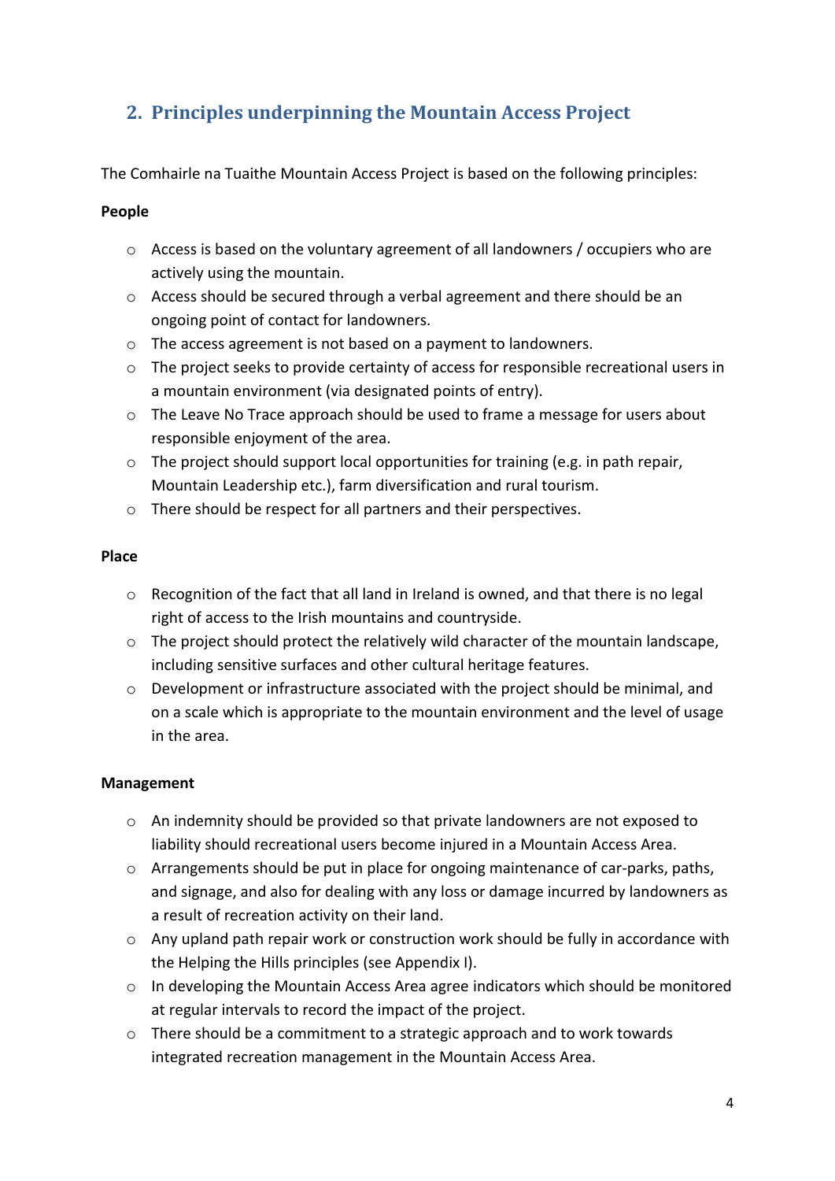## 2. Principles underpinning the Mountain Access Project

The Comhairle na Tuaithe Mountain Access Project is based on the following principles:

**People**

- Access is based on the voluntary agreement of all landowners / occupiers who are actively using the mountain.
- Access should be secured through a verbal agreement and there should be an ongoing point of contact for landowners.
- The access agreement is not based on a payment to landowners.
- The project seeks to provide certainty of access for responsible recreational users in a mountain environment (via designated points of entry).
- The Leave No Trace approach should be used to frame a message for users about responsible enjoyment of the area.
- The project should support local opportunities for training (e.g. in path repair, Mountain Leadership etc.), farm diversification and rural tourism.
- There should be respect for all partners and their perspectives.

**Place**

- Recognition of the fact that all land in Ireland is owned, and that there is no legal right of access to the Irish mountains and countryside.
- The project should protect the relatively wild character of the mountain landscape, including sensitive surfaces and other cultural heritage features.
- Development or infrastructure associated with the project should be minimal, and on a scale which is appropriate to the mountain environment and the level of usage in the area.

**Management**

- An indemnity should be provided so that private landowners are not exposed to liability should recreational users become injured in a Mountain Access Area.
- Arrangements should be put in place for ongoing maintenance of car-parks, paths, and signage, and also for dealing with any loss or damage incurred by landowners as a result of recreation activity on their land.
- Any upland path repair work or construction work should be fully in accordance with the Helping the Hills principles (see Appendix I).
- In developing the Mountain Access Area agree indicators which should be monitored at regular intervals to record the impact of the project.
- There should be a commitment to a strategic approach and to work towards integrated recreation management in the Mountain Access Area.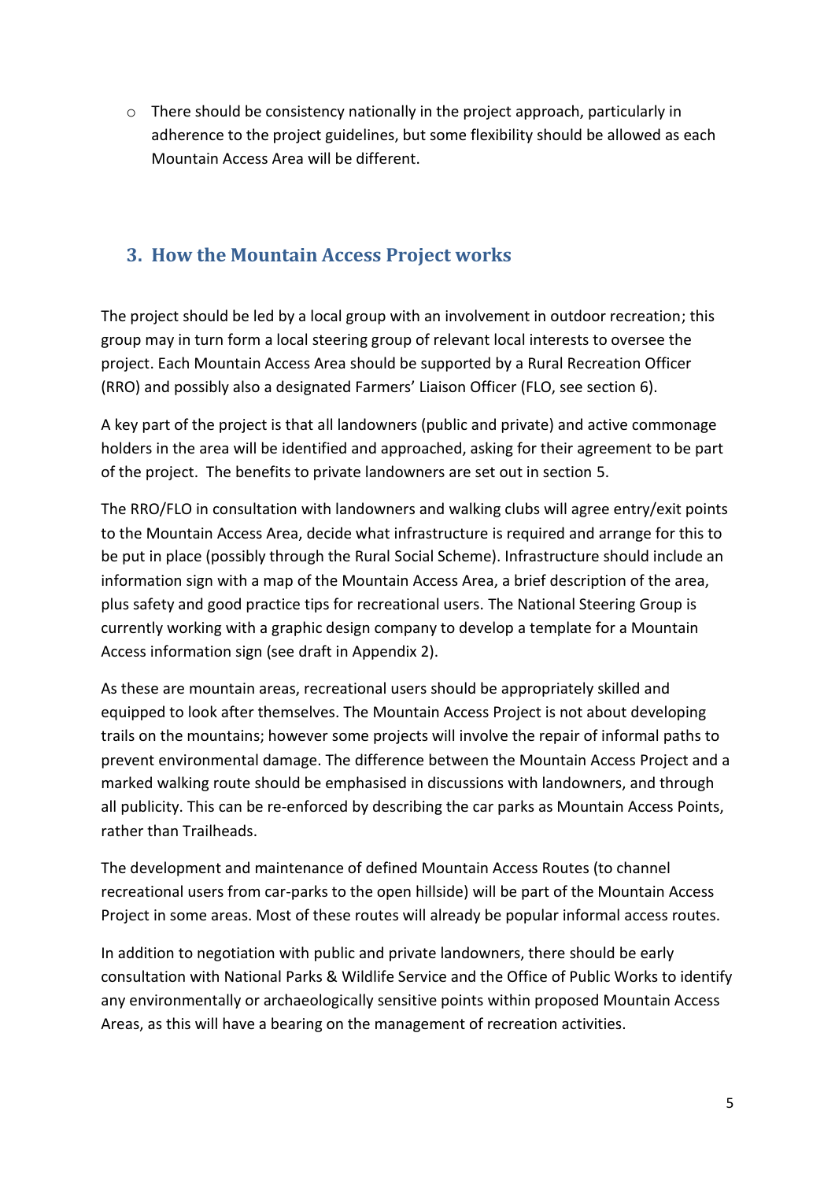- There should be consistency nationally in the project approach, particularly in adherence to the project guidelines, but some flexibility should be allowed as each Mountain Access Area will be different.

## 3. How the Mountain Access Project works

The project should be led by a local group with an involvement in outdoor recreation; this group may in turn form a local steering group of relevant local interests to oversee the project. Each Mountain Access Area should be supported by a Rural Recreation Officer (RRO) and possibly also a designated Farmers' Liaison Officer (FLO, see section 6).

A key part of the project is that all landowners (public and private) and active commonage holders in the area will be identified and approached, asking for their agreement to be part of the project. The benefits to private landowners are set out in section 5.

The RRO/FLO in consultation with landowners and walking clubs will agree entry/exit points to the Mountain Access Area, decide what infrastructure is required and arrange for this to be put in place (possibly through the Rural Social Scheme). Infrastructure should include an information sign with a map of the Mountain Access Area, a brief description of the area, plus safety and good practice tips for recreational users. The National Steering Group is currently working with a graphic design company to develop a template for a Mountain Access information sign (see draft in Appendix 2).

As these are mountain areas, recreational users should be appropriately skilled and equipped to look after themselves. The Mountain Access Project is not about developing trails on the mountains; however some projects will involve the repair of informal paths to prevent environmental damage. The difference between the Mountain Access Project and a marked walking route should be emphasised in discussions with landowners, and through all publicity. This can be re-enforced by describing the car parks as Mountain Access Points, rather than Trailheads.

The development and maintenance of defined Mountain Access Routes (to channel recreational users from car-parks to the open hillside) will be part of the Mountain Access Project in some areas. Most of these routes will already be popular informal access routes.

In addition to negotiation with public and private landowners, there should be early consultation with National Parks & Wildlife Service and the Office of Public Works to identify any environmentally or archaeologically sensitive points within proposed Mountain Access Areas, as this will have a bearing on the management of recreation activities.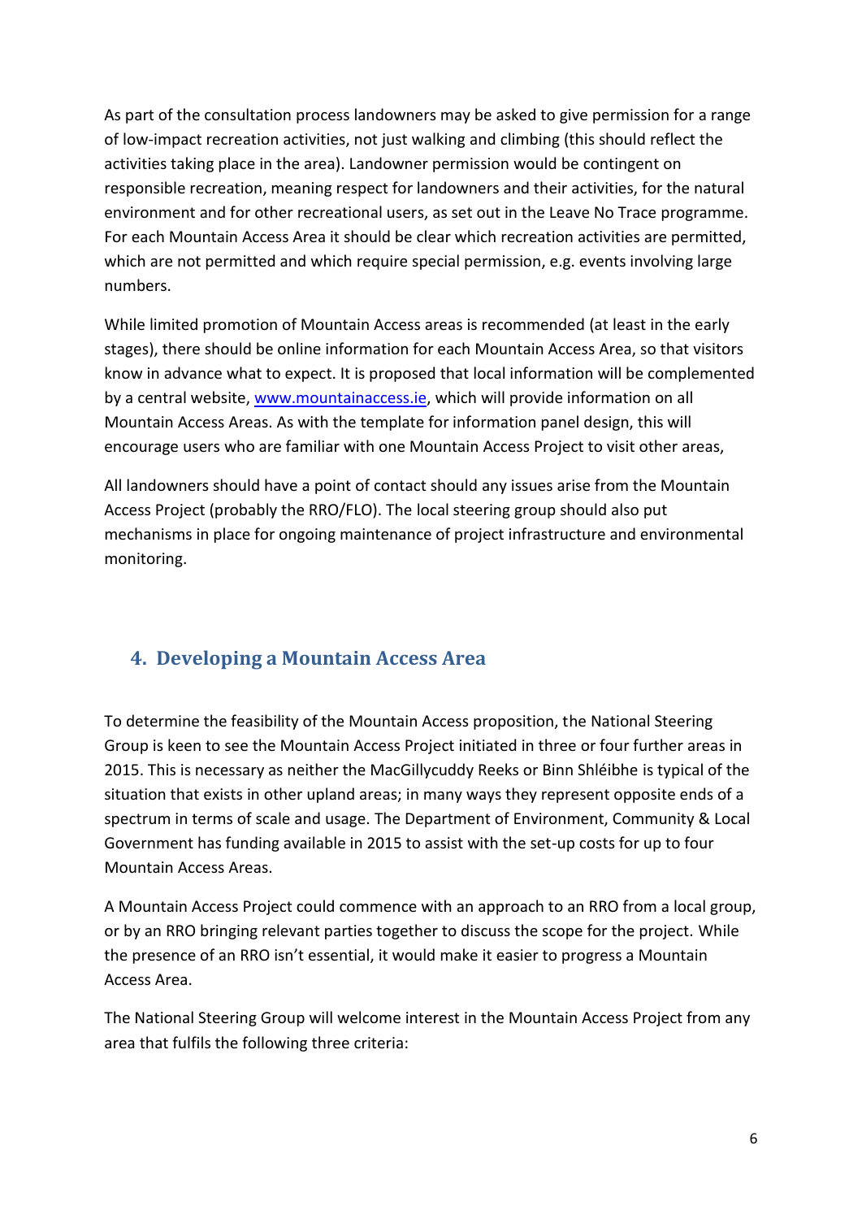As part of the consultation process landowners may be asked to give permission for a range of low-impact recreation activities, not just walking and climbing (this should reflect the activities taking place in the area). Landowner permission would be contingent on responsible recreation, meaning respect for landowners and their activities, for the natural environment and for other recreational users, as set out in the Leave No Trace programme. For each Mountain Access Area it should be clear which recreation activities are permitted, which are not permitted and which require special permission, e.g. events involving large numbers.

While limited promotion of Mountain Access areas is recommended (at least in the early stages), there should be online information for each Mountain Access Area, so that visitors know in advance what to expect. It is proposed that local information will be complemented by a central website, [www.mountainaccess.ie](http://www.mountainaccess.ie), which will provide information on all Mountain Access Areas. As with the template for information panel design, this will encourage users who are familiar with one Mountain Access Project to visit other areas,

All landowners should have a point of contact should any issues arise from the Mountain Access Project (probably the RRO/FLO). The local steering group should also put mechanisms in place for ongoing maintenance of project infrastructure and environmental monitoring.

## 4. Developing a Mountain Access Area

To determine the feasibility of the Mountain Access proposition, the National Steering Group is keen to see the Mountain Access Project initiated in three or four further areas in 2015. This is necessary as neither the MacGillycuddy Reeks or Binn Shléibhe is typical of the situation that exists in other upland areas; in many ways they represent opposite ends of a spectrum in terms of scale and usage. The Department of Environment, Community & Local Government has funding available in 2015 to assist with the set-up costs for up to four Mountain Access Areas.

A Mountain Access Project could commence with an approach to an RRO from a local group, or by an RRO bringing relevant parties together to discuss the scope for the project. While the presence of an RRO isn't essential, it would make it easier to progress a Mountain Access Area.

The National Steering Group will welcome interest in the Mountain Access Project from any area that fulfils the following three criteria: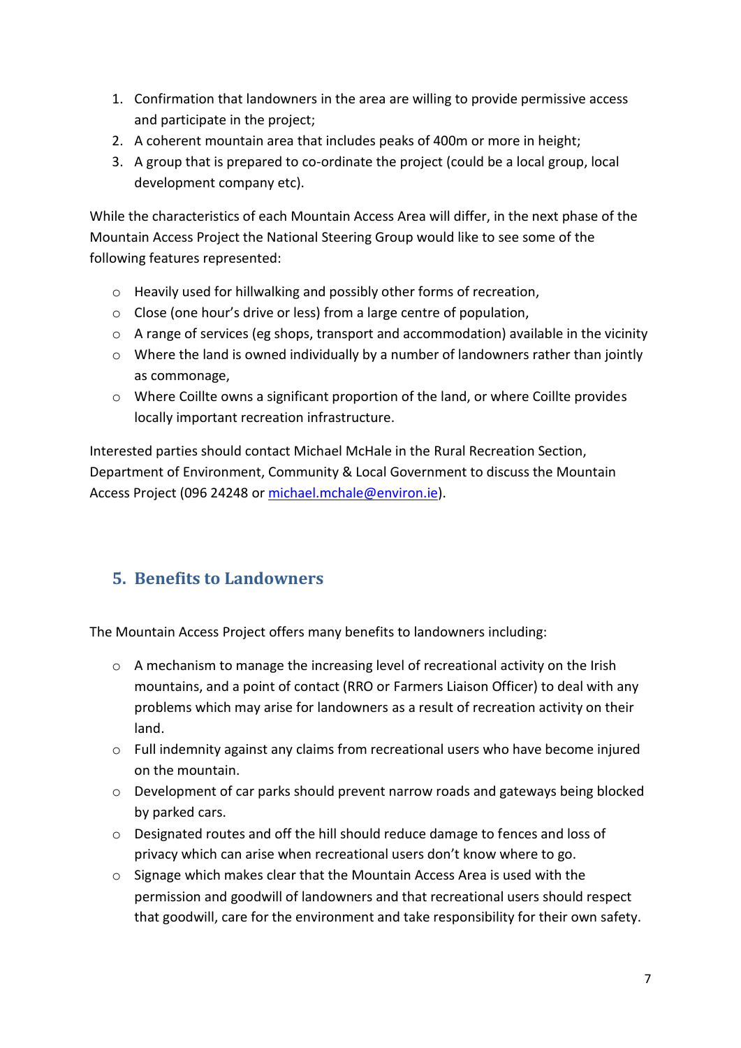1. Confirmation that landowners in the area are willing to provide permissive access and participate in the project;
2. A coherent mountain area that includes peaks of 400m or more in height;
3. A group that is prepared to co-ordinate the project (could be a local group, local development company etc).

While the characteristics of each Mountain Access Area will differ, in the next phase of the Mountain Access Project the National Steering Group would like to see some of the following features represented:

- Heavily used for hillwalking and possibly other forms of recreation,
- Close (one hour's drive or less) from a large centre of population,
- A range of services (eg shops, transport and accommodation) available in the vicinity
- Where the land is owned individually by a number of landowners rather than jointly as commonage,
- Where Coillte owns a significant proportion of the land, or where Coillte provides locally important recreation infrastructure.

Interested parties should contact Michael McHale in the Rural Recreation Section, Department of Environment, Community & Local Government to discuss the Mountain Access Project (096 24248 or michael.mchale@environ.ie).

## 5. Benefits to Landowners

The Mountain Access Project offers many benefits to landowners including:

- A mechanism to manage the increasing level of recreational activity on the Irish mountains, and a point of contact (RRO or Farmers Liaison Officer) to deal with any problems which may arise for landowners as a result of recreation activity on their land.
- Full indemnity against any claims from recreational users who have become injured on the mountain.
- Development of car parks should prevent narrow roads and gateways being blocked by parked cars.
- Designated routes and off the hill should reduce damage to fences and loss of privacy which can arise when recreational users don't know where to go.
- Signage which makes clear that the Mountain Access Area is used with the permission and goodwill of landowners and that recreational users should respect that goodwill, care for the environment and take responsibility for their own safety.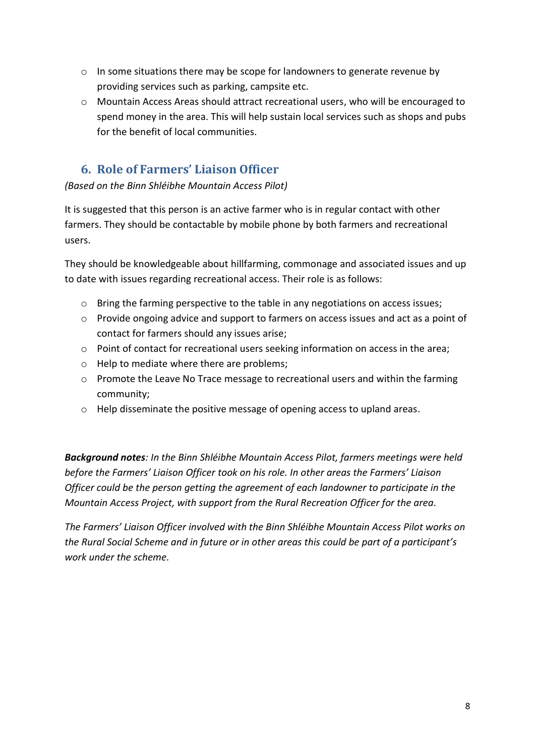- In some situations there may be scope for landowners to generate revenue by providing services such as parking, campsite etc.
- Mountain Access Areas should attract recreational users, who will be encouraged to spend money in the area. This will help sustain local services such as shops and pubs for the benefit of local communities.

## 6. Role of Farmers' Liaison Officer

*(Based on the Binn Shléibhe Mountain Access Pilot)*

It is suggested that this person is an active farmer who is in regular contact with other farmers. They should be contactable by mobile phone by both farmers and recreational users.

They should be knowledgeable about hillfarming, commonage and associated issues and up to date with issues regarding recreational access. Their role is as follows:

- Bring the farming perspective to the table in any negotiations on access issues;
- Provide ongoing advice and support to farmers on access issues and act as a point of contact for farmers should any issues arise;
- Point of contact for recreational users seeking information on access in the area;
- Help to mediate where there are problems;
- Promote the Leave No Trace message to recreational users and within the farming community;
- Help disseminate the positive message of opening access to upland areas.

***Background notes****: In the Binn Shléibhe Mountain Access Pilot, farmers meetings were held before the Farmers' Liaison Officer took on his role. In other areas the Farmers' Liaison Officer could be the person getting the agreement of each landowner to participate in the Mountain Access Project, with support from the Rural Recreation Officer for the area.*

*The Farmers' Liaison Officer involved with the Binn Shléibhe Mountain Access Pilot works on the Rural Social Scheme and in future or in other areas this could be part of a participant's work under the scheme.*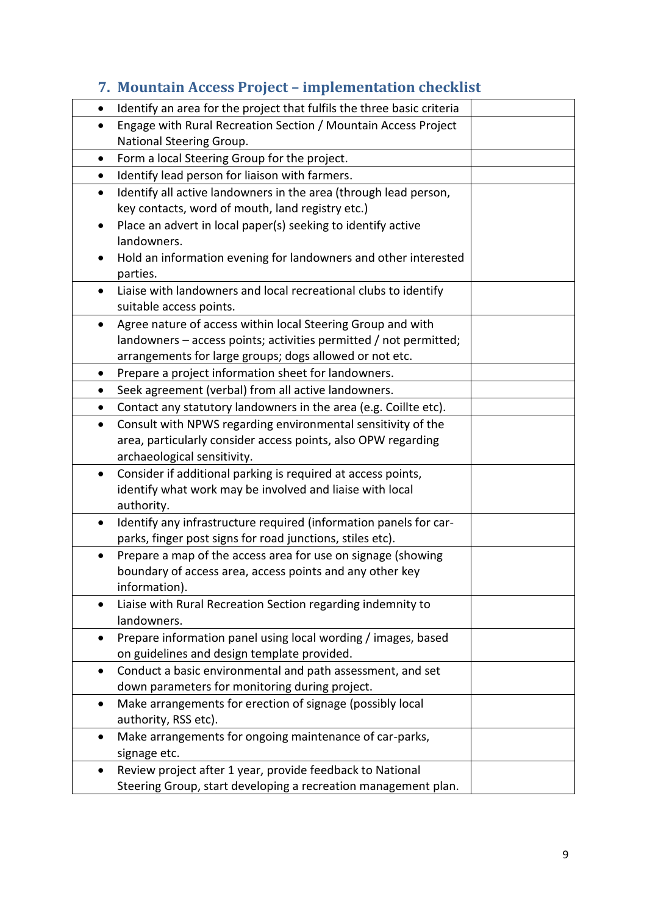## 7. Mountain Access Project – implementation checklist

| | |
|---|---|
| • Identify an area for the project that fulfils the three basic criteria | |
| • Engage with Rural Recreation Section / Mountain Access Project National Steering Group. | |
| • Form a local Steering Group for the project. | |
| • Identify lead person for liaison with farmers. | |
| • Identify all active landowners in the area (through lead person, key contacts, word of mouth, land registry etc.)<br>• Place an advert in local paper(s) seeking to identify active landowners.<br>• Hold an information evening for landowners and other interested parties. | |
| • Liaise with landowners and local recreational clubs to identify suitable access points. | |
| • Agree nature of access within local Steering Group and with landowners – access points; activities permitted / not permitted; arrangements for large groups; dogs allowed or not etc. | |
| • Prepare a project information sheet for landowners. | |
| • Seek agreement (verbal) from all active landowners. | |
| • Contact any statutory landowners in the area (e.g. Coillte etc). | |
| • Consult with NPWS regarding environmental sensitivity of the area, particularly consider access points, also OPW regarding archaeological sensitivity. | |
| • Consider if additional parking is required at access points, identify what work may be involved and liaise with local authority. | |
| • Identify any infrastructure required (information panels for car-parks, finger post signs for road junctions, stiles etc). | |
| • Prepare a map of the access area for use on signage (showing boundary of access area, access points and any other key information). | |
| • Liaise with Rural Recreation Section regarding indemnity to landowners. | |
| • Prepare information panel using local wording / images, based on guidelines and design template provided. | |
| • Conduct a basic environmental and path assessment, and set down parameters for monitoring during project. | |
| • Make arrangements for erection of signage (possibly local authority, RSS etc). | |
| • Make arrangements for ongoing maintenance of car-parks, signage etc. | |
| • Review project after 1 year, provide feedback to National Steering Group, start developing a recreation management plan. | |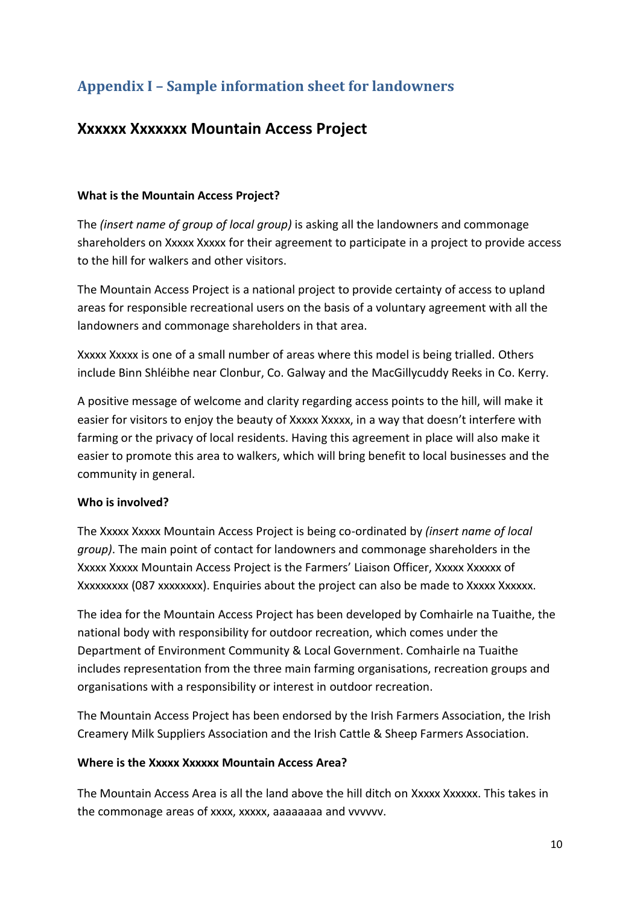## Appendix I – Sample information sheet for landowners

# Xxxxxx Xxxxxxx Mountain Access Project

**What is the Mountain Access Project?**

The *(insert name of group of local group)* is asking all the landowners and commonage shareholders on Xxxxx Xxxxx for their agreement to participate in a project to provide access to the hill for walkers and other visitors.

The Mountain Access Project is a national project to provide certainty of access to upland areas for responsible recreational users on the basis of a voluntary agreement with all the landowners and commonage shareholders in that area.

Xxxxx Xxxxx is one of a small number of areas where this model is being trialled. Others include Binn Shléibhe near Clonbur, Co. Galway and the MacGillycuddy Reeks in Co. Kerry.

A positive message of welcome and clarity regarding access points to the hill, will make it easier for visitors to enjoy the beauty of Xxxxx Xxxxx, in a way that doesn't interfere with farming or the privacy of local residents. Having this agreement in place will also make it easier to promote this area to walkers, which will bring benefit to local businesses and the community in general.

**Who is involved?**

The Xxxxx Xxxxx Mountain Access Project is being co-ordinated by *(insert name of local group)*. The main point of contact for landowners and commonage shareholders in the Xxxxx Xxxxx Mountain Access Project is the Farmers' Liaison Officer, Xxxxx Xxxxxx of Xxxxxxxxx (087 xxxxxxxx). Enquiries about the project can also be made to Xxxxx Xxxxxx.

The idea for the Mountain Access Project has been developed by Comhairle na Tuaithe, the national body with responsibility for outdoor recreation, which comes under the Department of Environment Community & Local Government. Comhairle na Tuaithe includes representation from the three main farming organisations, recreation groups and organisations with a responsibility or interest in outdoor recreation.

The Mountain Access Project has been endorsed by the Irish Farmers Association, the Irish Creamery Milk Suppliers Association and the Irish Cattle & Sheep Farmers Association.

**Where is the Xxxxx Xxxxxx Mountain Access Area?**

The Mountain Access Area is all the land above the hill ditch on Xxxxx Xxxxxx. This takes in the commonage areas of xxxx, xxxxx, aaaaaaaa and vvvvvv.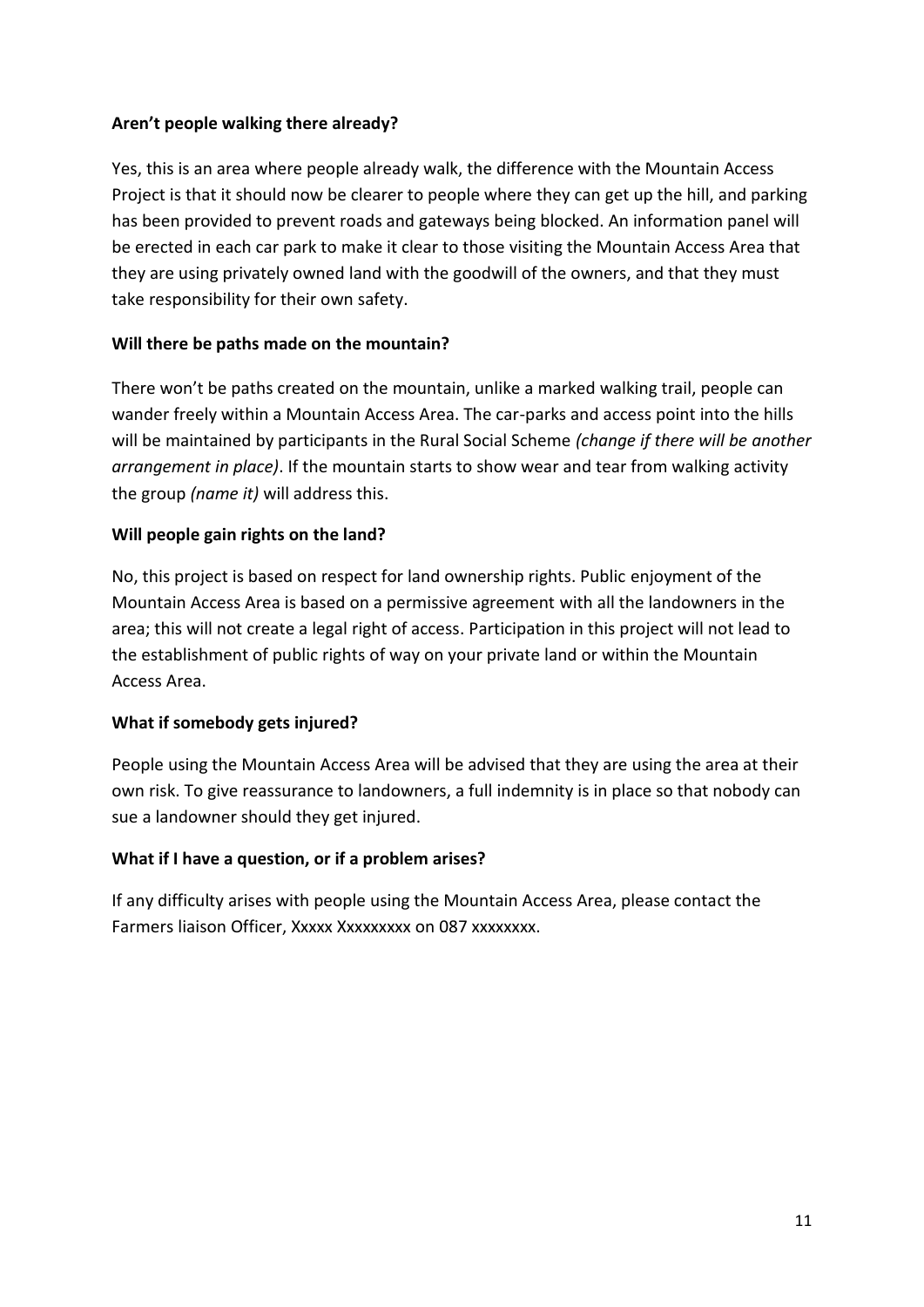**Aren't people walking there already?**

Yes, this is an area where people already walk, the difference with the Mountain Access Project is that it should now be clearer to people where they can get up the hill, and parking has been provided to prevent roads and gateways being blocked. An information panel will be erected in each car park to make it clear to those visiting the Mountain Access Area that they are using privately owned land with the goodwill of the owners, and that they must take responsibility for their own safety.

**Will there be paths made on the mountain?**

There won't be paths created on the mountain, unlike a marked walking trail, people can wander freely within a Mountain Access Area. The car-parks and access point into the hills will be maintained by participants in the Rural Social Scheme *(change if there will be another arrangement in place)*. If the mountain starts to show wear and tear from walking activity the group *(name it)* will address this.

**Will people gain rights on the land?**

No, this project is based on respect for land ownership rights. Public enjoyment of the Mountain Access Area is based on a permissive agreement with all the landowners in the area; this will not create a legal right of access. Participation in this project will not lead to the establishment of public rights of way on your private land or within the Mountain Access Area.

**What if somebody gets injured?**

People using the Mountain Access Area will be advised that they are using the area at their own risk. To give reassurance to landowners, a full indemnity is in place so that nobody can sue a landowner should they get injured.

**What if I have a question, or if a problem arises?**

If any difficulty arises with people using the Mountain Access Area, please contact the Farmers liaison Officer, Xxxxx Xxxxxxxxx on 087 xxxxxxxx.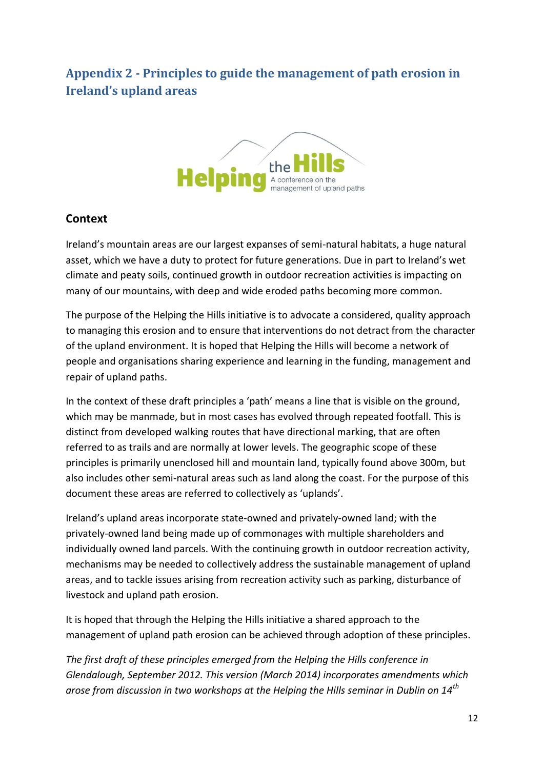## Appendix 2 - Principles to guide the management of path erosion in Ireland's upland areas

Helping the Hills
A conference on the management of upland paths

### Context

Ireland's mountain areas are our largest expanses of semi-natural habitats, a huge natural asset, which we have a duty to protect for future generations. Due in part to Ireland's wet climate and peaty soils, continued growth in outdoor recreation activities is impacting on many of our mountains, with deep and wide eroded paths becoming more common.

The purpose of the Helping the Hills initiative is to advocate a considered, quality approach to managing this erosion and to ensure that interventions do not detract from the character of the upland environment. It is hoped that Helping the Hills will become a network of people and organisations sharing experience and learning in the funding, management and repair of upland paths.

In the context of these draft principles a 'path' means a line that is visible on the ground, which may be manmade, but in most cases has evolved through repeated footfall. This is distinct from developed walking routes that have directional marking, that are often referred to as trails and are normally at lower levels. The geographic scope of these principles is primarily unenclosed hill and mountain land, typically found above 300m, but also includes other semi-natural areas such as land along the coast. For the purpose of this document these areas are referred to collectively as 'uplands'.

Ireland's upland areas incorporate state-owned and privately-owned land; with the privately-owned land being made up of commonages with multiple shareholders and individually owned land parcels. With the continuing growth in outdoor recreation activity, mechanisms may be needed to collectively address the sustainable management of upland areas, and to tackle issues arising from recreation activity such as parking, disturbance of livestock and upland path erosion.

It is hoped that through the Helping the Hills initiative a shared approach to the management of upland path erosion can be achieved through adoption of these principles.

*The first draft of these principles emerged from the Helping the Hills conference in Glendalough, September 2012. This version (March 2014) incorporates amendments which arose from discussion in two workshops at the Helping the Hills seminar in Dublin on 14th*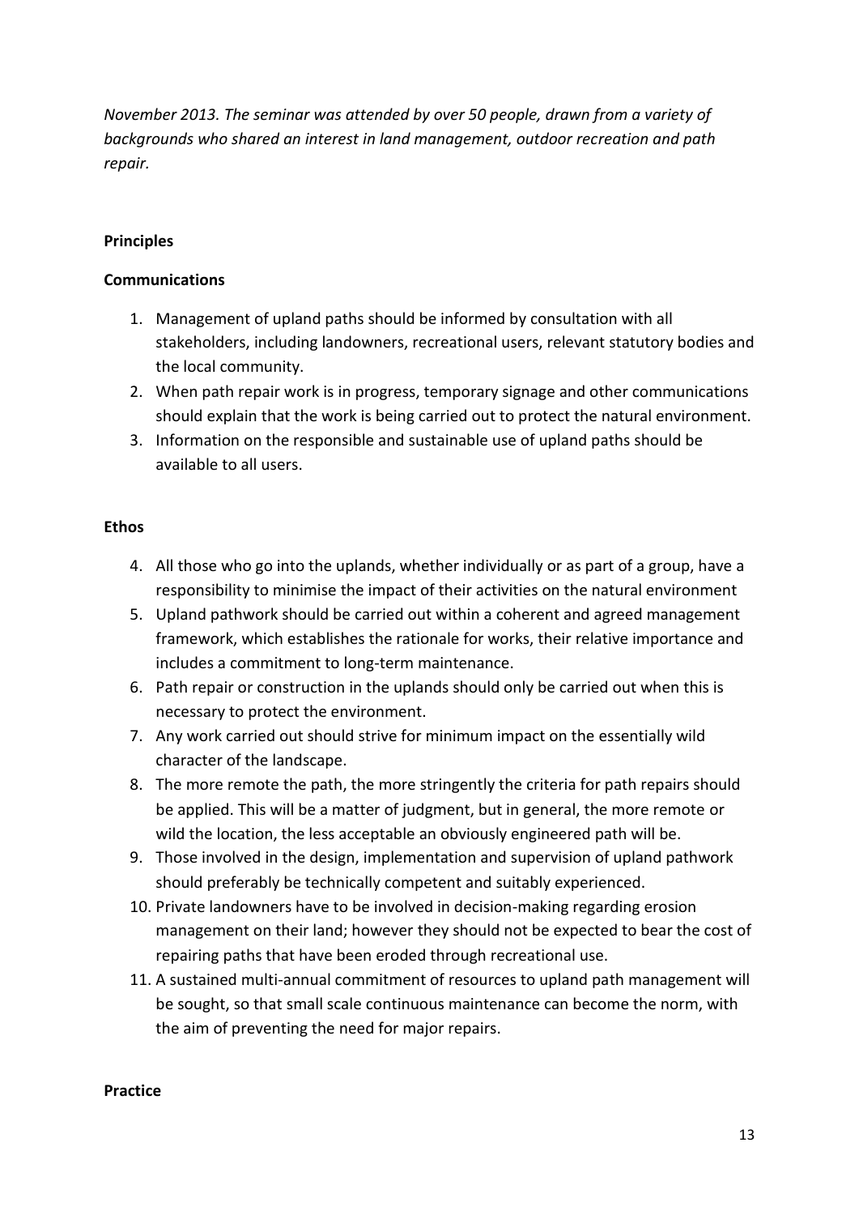*November 2013. The seminar was attended by over 50 people, drawn from a variety of backgrounds who shared an interest in land management, outdoor recreation and path repair.*

**Principles**

**Communications**

1. Management of upland paths should be informed by consultation with all stakeholders, including landowners, recreational users, relevant statutory bodies and the local community.
2. When path repair work is in progress, temporary signage and other communications should explain that the work is being carried out to protect the natural environment.
3. Information on the responsible and sustainable use of upland paths should be available to all users.

**Ethos**

4. All those who go into the uplands, whether individually or as part of a group, have a responsibility to minimise the impact of their activities on the natural environment
5. Upland pathwork should be carried out within a coherent and agreed management framework, which establishes the rationale for works, their relative importance and includes a commitment to long-term maintenance.
6. Path repair or construction in the uplands should only be carried out when this is necessary to protect the environment.
7. Any work carried out should strive for minimum impact on the essentially wild character of the landscape.
8. The more remote the path, the more stringently the criteria for path repairs should be applied. This will be a matter of judgment, but in general, the more remote or wild the location, the less acceptable an obviously engineered path will be.
9. Those involved in the design, implementation and supervision of upland pathwork should preferably be technically competent and suitably experienced.
10. Private landowners have to be involved in decision-making regarding erosion management on their land; however they should not be expected to bear the cost of repairing paths that have been eroded through recreational use.
11. A sustained multi-annual commitment of resources to upland path management will be sought, so that small scale continuous maintenance can become the norm, with the aim of preventing the need for major repairs.

**Practice**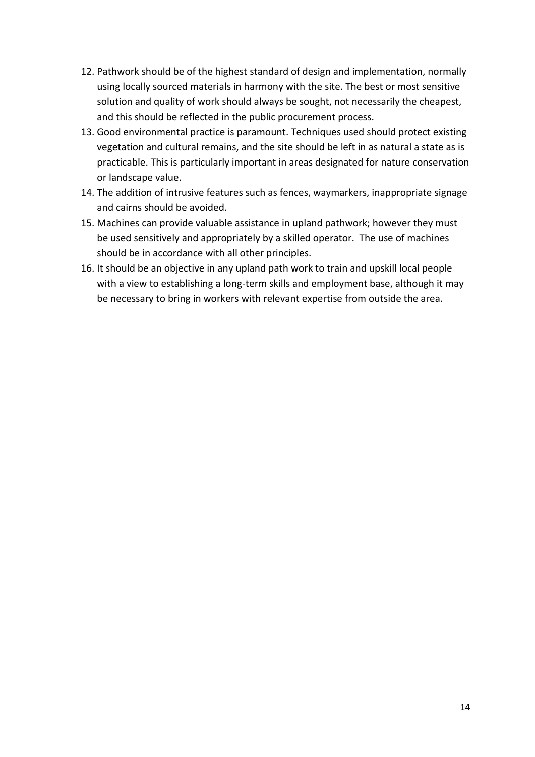12. Pathwork should be of the highest standard of design and implementation, normally using locally sourced materials in harmony with the site. The best or most sensitive solution and quality of work should always be sought, not necessarily the cheapest, and this should be reflected in the public procurement process.
13. Good environmental practice is paramount. Techniques used should protect existing vegetation and cultural remains, and the site should be left in as natural a state as is practicable. This is particularly important in areas designated for nature conservation or landscape value.
14. The addition of intrusive features such as fences, waymarkers, inappropriate signage and cairns should be avoided.
15. Machines can provide valuable assistance in upland pathwork; however they must be used sensitively and appropriately by a skilled operator. The use of machines should be in accordance with all other principles.
16. It should be an objective in any upland path work to train and upskill local people with a view to establishing a long-term skills and employment base, although it may be necessary to bring in workers with relevant expertise from outside the area.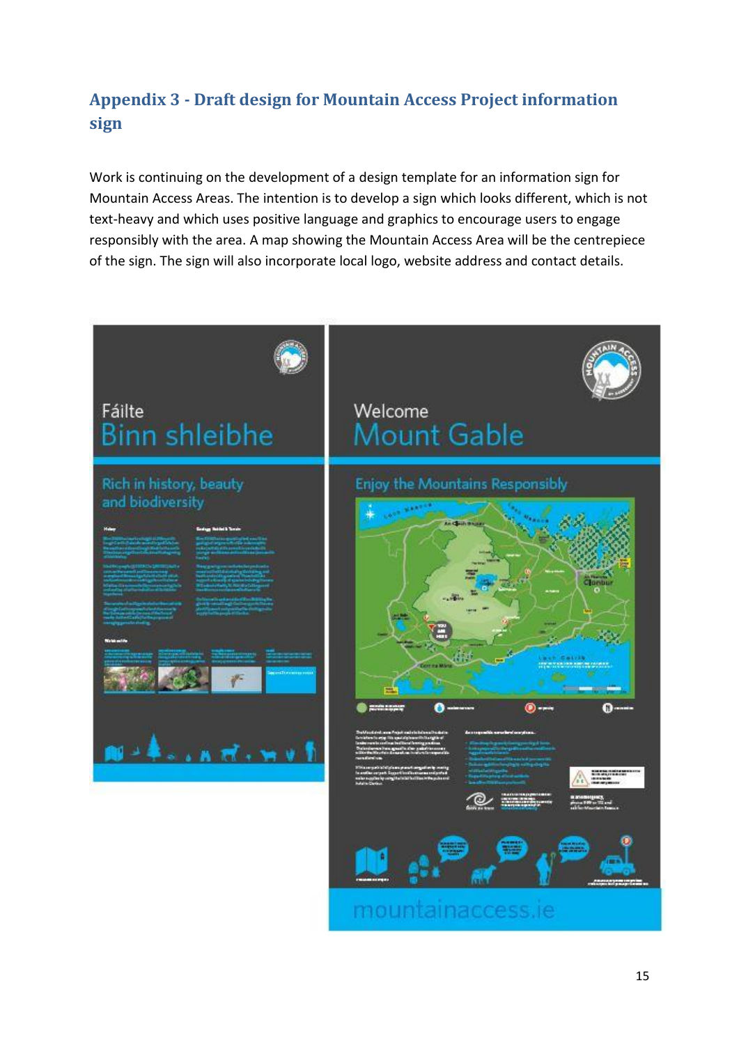## Appendix 3 - Draft design for Mountain Access Project information sign

Work is continuing on the development of a design template for an information sign for Mountain Access Areas. The intention is to develop a sign which looks different, which is not text-heavy and which uses positive language and graphics to encourage users to engage responsibly with the area. A map showing the Mountain Access Area will be the centrepiece of the sign. The sign will also incorporate local logo, website address and contact details.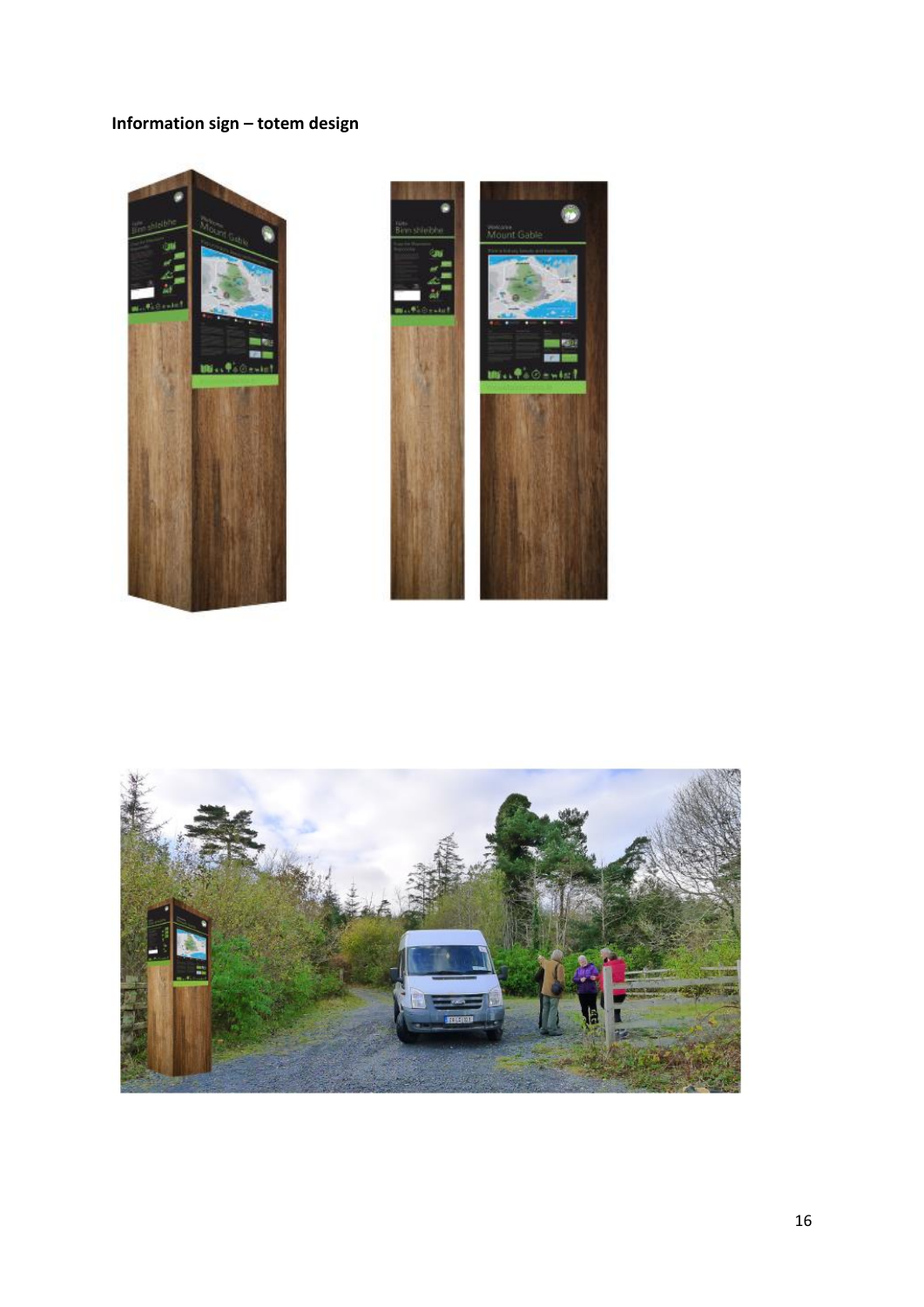**Information sign – totem design**